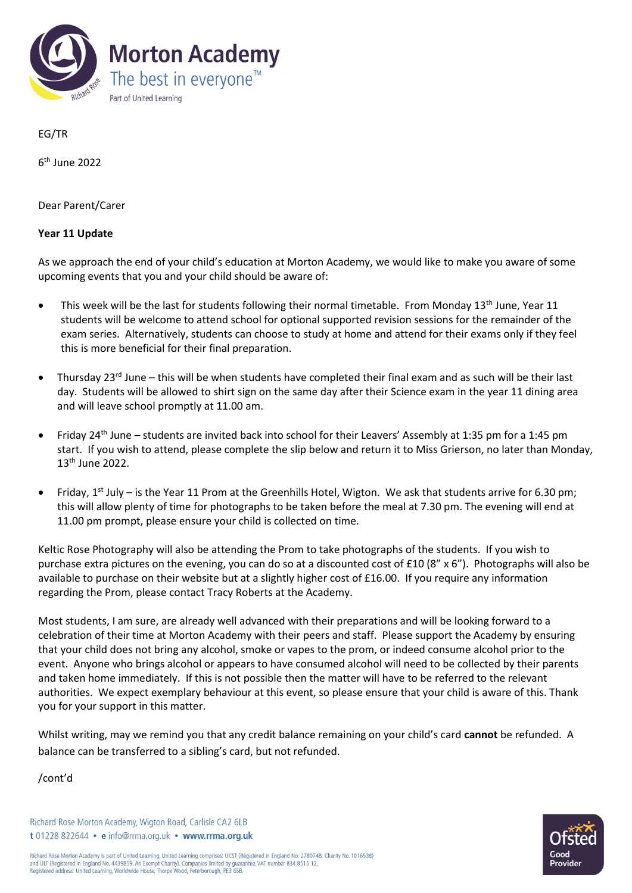# Morton Academy

The best in everyone™

Part of United Learning

EG/TR

6th June 2022

Dear Parent/Carer

**Year 11 Update**

As we approach the end of your child's education at Morton Academy, we would like to make you aware of some upcoming events that you and your child should be aware of:

- This week will be the last for students following their normal timetable. From Monday 13th June, Year 11 students will be welcome to attend school for optional supported revision sessions for the remainder of the exam series. Alternatively, students can choose to study at home and attend for their exams only if they feel this is more beneficial for their final preparation.
- Thursday 23rd June – this will be when students have completed their final exam and as such will be their last day. Students will be allowed to shirt sign on the same day after their Science exam in the year 11 dining area and will leave school promptly at 11.00 am.
- Friday 24th June – students are invited back into school for their Leavers' Assembly at 1:35 pm for a 1:45 pm start. If you wish to attend, please complete the slip below and return it to Miss Grierson, no later than Monday, 13th June 2022.
- Friday, 1st July – is the Year 11 Prom at the Greenhills Hotel, Wigton. We ask that students arrive for 6.30 pm; this will allow plenty of time for photographs to be taken before the meal at 7.30 pm. The evening will end at 11.00 pm prompt, please ensure your child is collected on time.

Keltic Rose Photography will also be attending the Prom to take photographs of the students. If you wish to purchase extra pictures on the evening, you can do so at a discounted cost of £10 (8" x 6"). Photographs will also be available to purchase on their website but at a slightly higher cost of £16.00. If you require any information regarding the Prom, please contact Tracy Roberts at the Academy.

Most students, I am sure, are already well advanced with their preparations and will be looking forward to a celebration of their time at Morton Academy with their peers and staff. Please support the Academy by ensuring that your child does not bring any alcohol, smoke or vapes to the prom, or indeed consume alcohol prior to the event. Anyone who brings alcohol or appears to have consumed alcohol will need to be collected by their parents and taken home immediately. If this is not possible then the matter will have to be referred to the relevant authorities. We expect exemplary behaviour at this event, so please ensure that your child is aware of this. Thank you for your support in this matter.

Whilst writing, may we remind you that any credit balance remaining on your child's card **cannot** be refunded. A balance can be transferred to a sibling's card, but not refunded.

/cont'd

Richard Rose Morton Academy, Wigton Road, Carlisle CA2 6LB
t 01228 822644 • e info@rrma.org.uk • www.rrma.org.uk

Richard Rose Morton Academy is part of United Learning. United Learning comprises: UCST (Registered in England No: 2780748. Charity No. 1016538) and ULT (Registered in England No. 4439859. An Exempt Charity). Companies limited by guarantee. VAT number 834 8515 12. Registered address: United Learning, Worldwide House, Thorpe Wood, Peterborough, PE3 6SB.

Ofsted Good Provider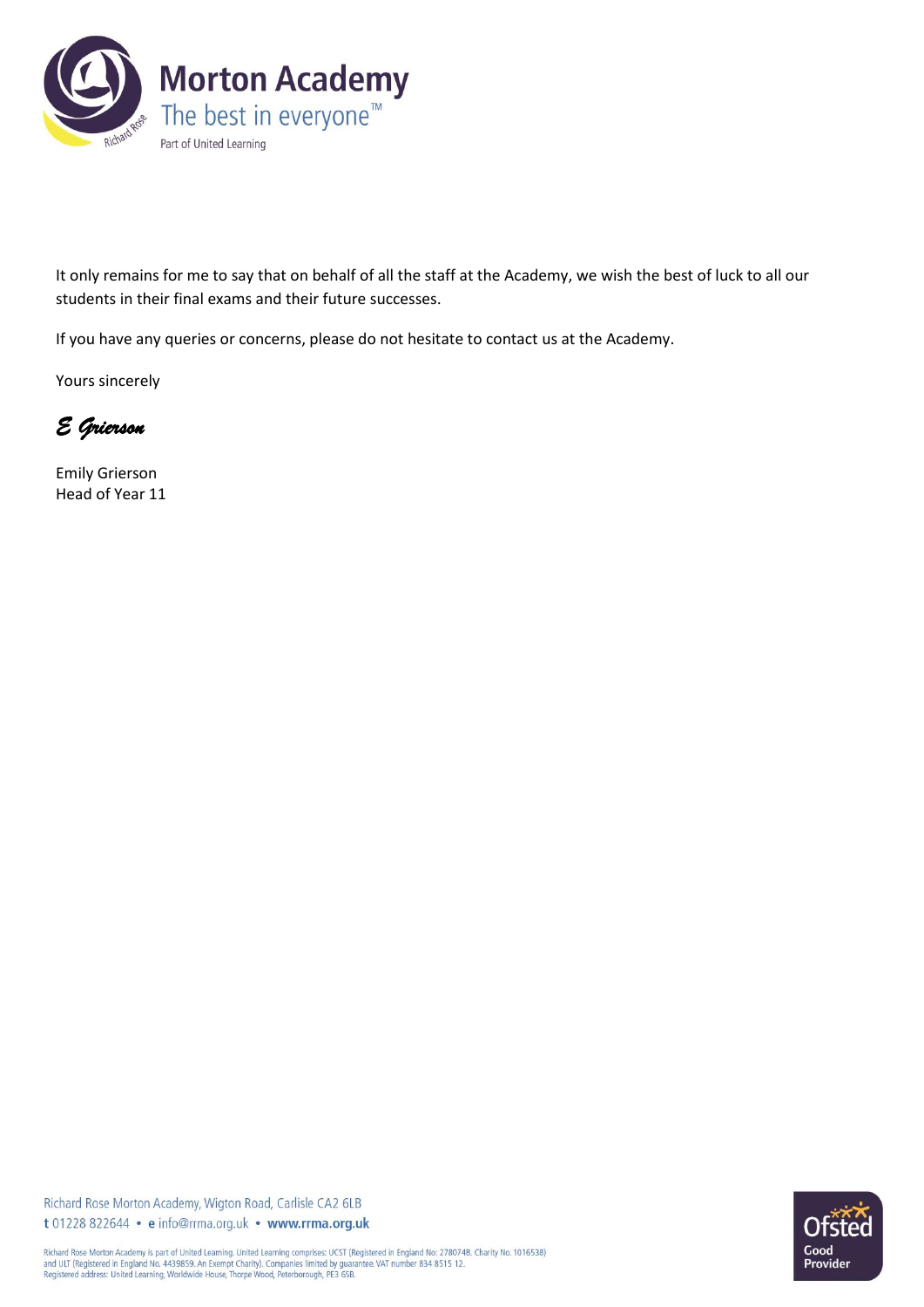It only remains for me to say that on behalf of all the staff at the Academy, we wish the best of luck to all our students in their final exams and their future successes.

If you have any queries or concerns, please do not hesitate to contact us at the Academy.

Yours sincerely

*E Grierson*

Emily Grierson
Head of Year 11